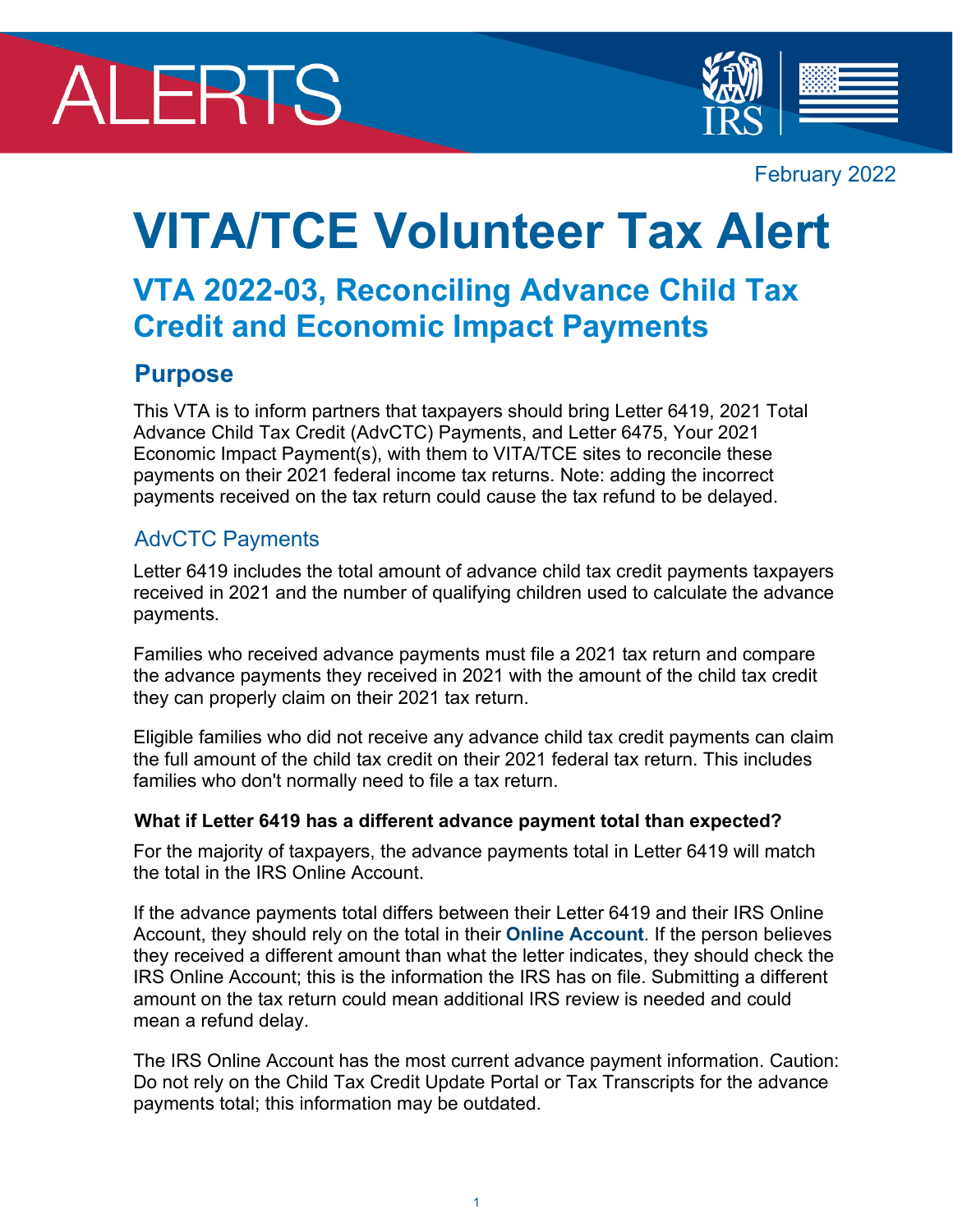ALERTS

February 2022

# VITA/TCE Volunteer Tax Alert

## VTA 2022-03, Reconciling Advance Child Tax Credit and Economic Impact Payments

### Purpose

This VTA is to inform partners that taxpayers should bring Letter 6419, 2021 Total Advance Child Tax Credit (AdvCTC) Payments, and Letter 6475, Your 2021 Economic Impact Payment(s), with them to VITA/TCE sites to reconcile these payments on their 2021 federal income tax returns. Note: adding the incorrect payments received on the tax return could cause the tax refund to be delayed.

### AdvCTC Payments

Letter 6419 includes the total amount of advance child tax credit payments taxpayers received in 2021 and the number of qualifying children used to calculate the advance payments.

Families who received advance payments must file a 2021 tax return and compare the advance payments they received in 2021 with the amount of the child tax credit they can properly claim on their 2021 tax return.

Eligible families who did not receive any advance child tax credit payments can claim the full amount of the child tax credit on their 2021 federal tax return. This includes families who don't normally need to file a tax return.

**What if Letter 6419 has a different advance payment total than expected?**

For the majority of taxpayers, the advance payments total in Letter 6419 will match the total in the IRS Online Account.

If the advance payments total differs between their Letter 6419 and their IRS Online Account, they should rely on the total in their **Online Account**. If the person believes they received a different amount than what the letter indicates, they should check the IRS Online Account; this is the information the IRS has on file. Submitting a different amount on the tax return could mean additional IRS review is needed and could mean a refund delay.

The IRS Online Account has the most current advance payment information. Caution: Do not rely on the Child Tax Credit Update Portal or Tax Transcripts for the advance payments total; this information may be outdated.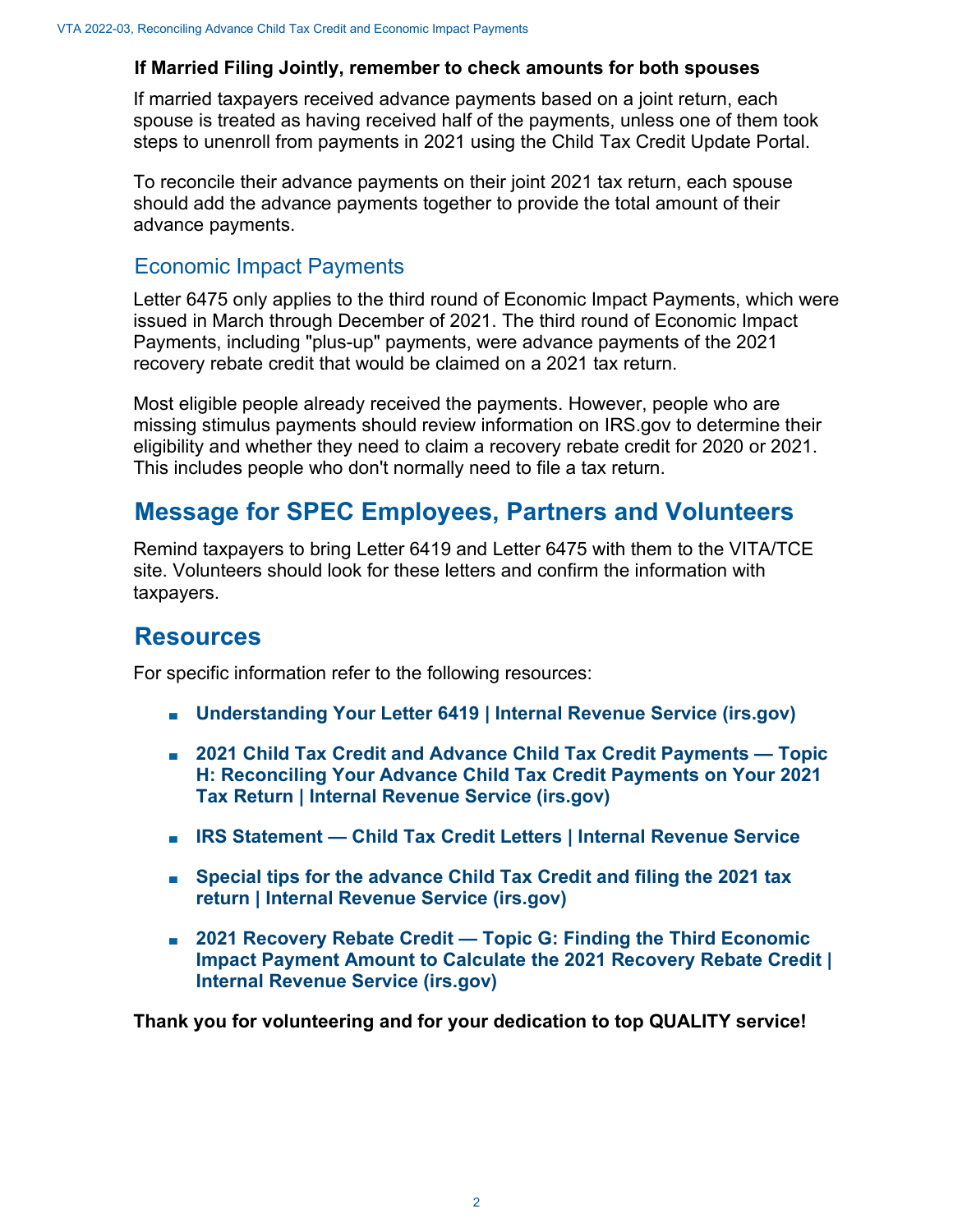**If Married Filing Jointly, remember to check amounts for both spouses**

If married taxpayers received advance payments based on a joint return, each spouse is treated as having received half of the payments, unless one of them took steps to unenroll from payments in 2021 using the Child Tax Credit Update Portal.

To reconcile their advance payments on their joint 2021 tax return, each spouse should add the advance payments together to provide the total amount of their advance payments.

### Economic Impact Payments

Letter 6475 only applies to the third round of Economic Impact Payments, which were issued in March through December of 2021. The third round of Economic Impact Payments, including "plus-up" payments, were advance payments of the 2021 recovery rebate credit that would be claimed on a 2021 tax return.

Most eligible people already received the payments. However, people who are missing stimulus payments should review information on IRS.gov to determine their eligibility and whether they need to claim a recovery rebate credit for 2020 or 2021. This includes people who don't normally need to file a tax return.

## Message for SPEC Employees, Partners and Volunteers

Remind taxpayers to bring Letter 6419 and Letter 6475 with them to the VITA/TCE site. Volunteers should look for these letters and confirm the information with taxpayers.

## Resources

For specific information refer to the following resources:

- **Understanding Your Letter 6419 | Internal Revenue Service (irs.gov)**
- **2021 Child Tax Credit and Advance Child Tax Credit Payments — Topic H: Reconciling Your Advance Child Tax Credit Payments on Your 2021 Tax Return | Internal Revenue Service (irs.gov)**
- **IRS Statement — Child Tax Credit Letters | Internal Revenue Service**
- **Special tips for the advance Child Tax Credit and filing the 2021 tax return | Internal Revenue Service (irs.gov)**
- **2021 Recovery Rebate Credit — Topic G: Finding the Third Economic Impact Payment Amount to Calculate the 2021 Recovery Rebate Credit | Internal Revenue Service (irs.gov)**

**Thank you for volunteering and for your dedication to top QUALITY service!**